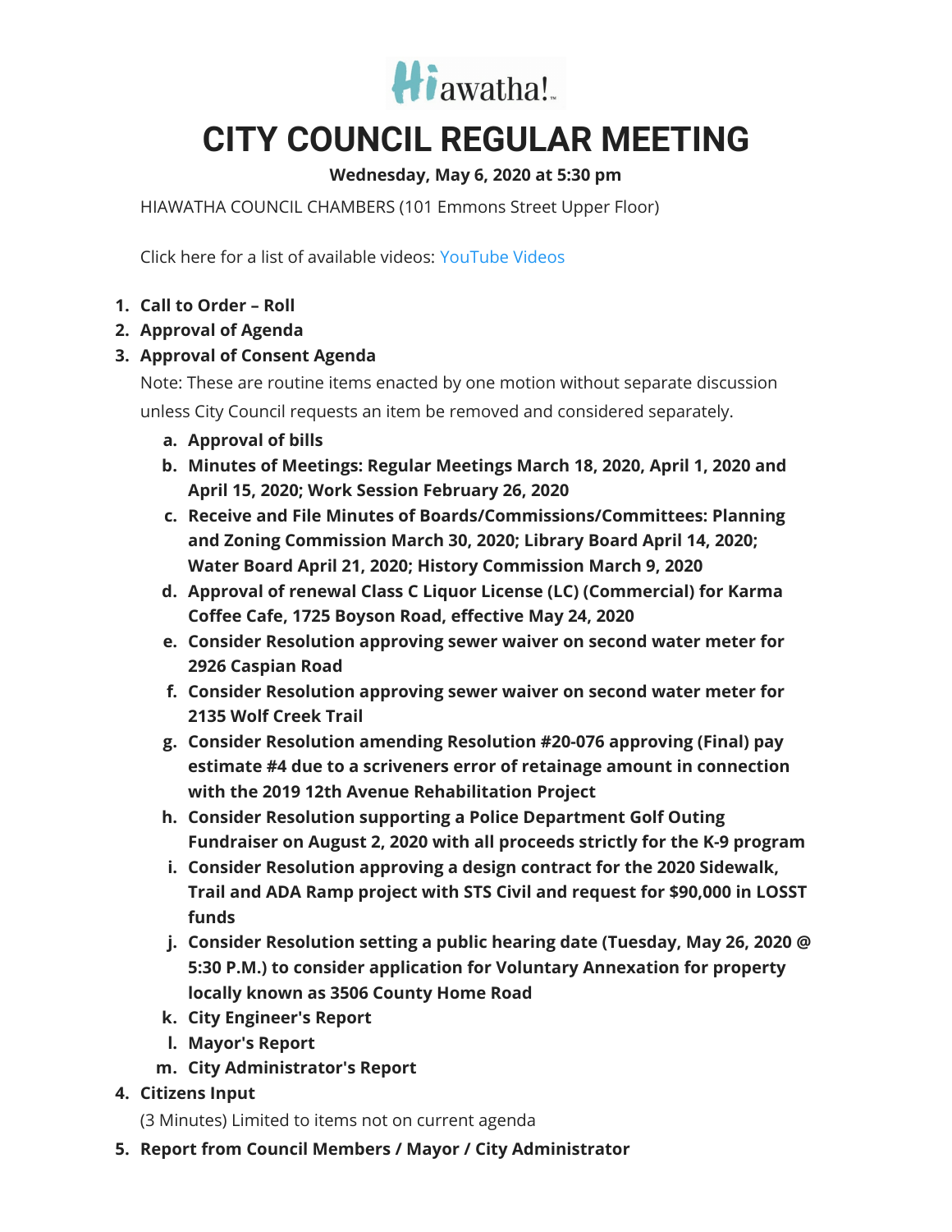Hiawatha!

# CITY COUNCIL REGULAR MEETING

**Wednesday, May 6, 2020 at 5:30 pm**

HIAWATHA COUNCIL CHAMBERS (101 Emmons Street Upper Floor)

Click here for a list of available videos: YouTube Videos

1. **Call to Order – Roll**
2. **Approval of Agenda**
3. **Approval of Consent Agenda**

   Note: These are routine items enacted by one motion without separate discussion unless City Council requests an item be removed and considered separately.

   a. **Approval of bills**
   b. **Minutes of Meetings: Regular Meetings March 18, 2020, April 1, 2020 and April 15, 2020; Work Session February 26, 2020**
   c. **Receive and File Minutes of Boards/Commissions/Committees: Planning and Zoning Commission March 30, 2020; Library Board April 14, 2020; Water Board April 21, 2020; History Commission March 9, 2020**
   d. **Approval of renewal Class C Liquor License (LC) (Commercial) for Karma Coffee Cafe, 1725 Boyson Road, effective May 24, 2020**
   e. **Consider Resolution approving sewer waiver on second water meter for 2926 Caspian Road**
   f. **Consider Resolution approving sewer waiver on second water meter for 2135 Wolf Creek Trail**
   g. **Consider Resolution amending Resolution #20-076 approving (Final) pay estimate #4 due to a scriveners error of retainage amount in connection with the 2019 12th Avenue Rehabilitation Project**
   h. **Consider Resolution supporting a Police Department Golf Outing Fundraiser on August 2, 2020 with all proceeds strictly for the K-9 program**
   i. **Consider Resolution approving a design contract for the 2020 Sidewalk, Trail and ADA Ramp project with STS Civil and request for $90,000 in LOSST funds**
   j. **Consider Resolution setting a public hearing date (Tuesday, May 26, 2020 @ 5:30 P.M.) to consider application for Voluntary Annexation for property locally known as 3506 County Home Road**
   k. **City Engineer's Report**
   l. **Mayor's Report**
   m. **City Administrator's Report**

4. **Citizens Input**

   (3 Minutes) Limited to items not on current agenda

5. **Report from Council Members / Mayor / City Administrator**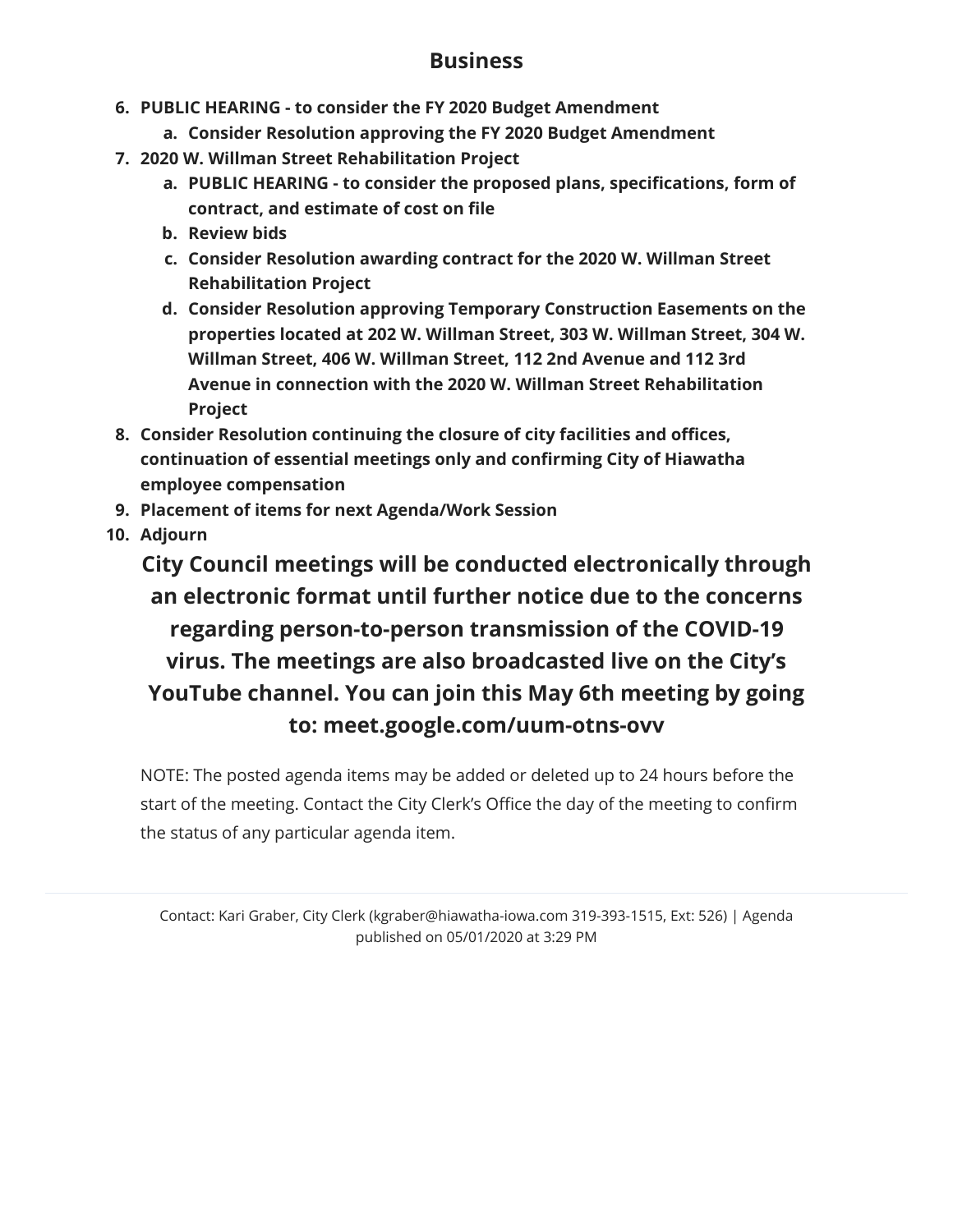## Business

6. **PUBLIC HEARING - to consider the FY 2020 Budget Amendment**
    a. **Consider Resolution approving the FY 2020 Budget Amendment**
7. **2020 W. Willman Street Rehabilitation Project**
    a. **PUBLIC HEARING - to consider the proposed plans, specifications, form of contract, and estimate of cost on file**
    b. **Review bids**
    c. **Consider Resolution awarding contract for the 2020 W. Willman Street Rehabilitation Project**
    d. **Consider Resolution approving Temporary Construction Easements on the properties located at 202 W. Willman Street, 303 W. Willman Street, 304 W. Willman Street, 406 W. Willman Street, 112 2nd Avenue and 112 3rd Avenue in connection with the 2020 W. Willman Street Rehabilitation Project**
8. **Consider Resolution continuing the closure of city facilities and offices, continuation of essential meetings only and confirming City of Hiawatha employee compensation**
9. **Placement of items for next Agenda/Work Session**
10. **Adjourn**

**City Council meetings will be conducted electronically through an electronic format until further notice due to the concerns regarding person-to-person transmission of the COVID-19 virus. The meetings are also broadcasted live on the City's YouTube channel. You can join this May 6th meeting by going to: meet.google.com/uum-otns-ovv**

NOTE: The posted agenda items may be added or deleted up to 24 hours before the start of the meeting. Contact the City Clerk's Office the day of the meeting to confirm the status of any particular agenda item.

---

Contact: Kari Graber, City Clerk (kgraber@hiawatha-iowa.com 319-393-1515, Ext: 526) | Agenda published on 05/01/2020 at 3:29 PM